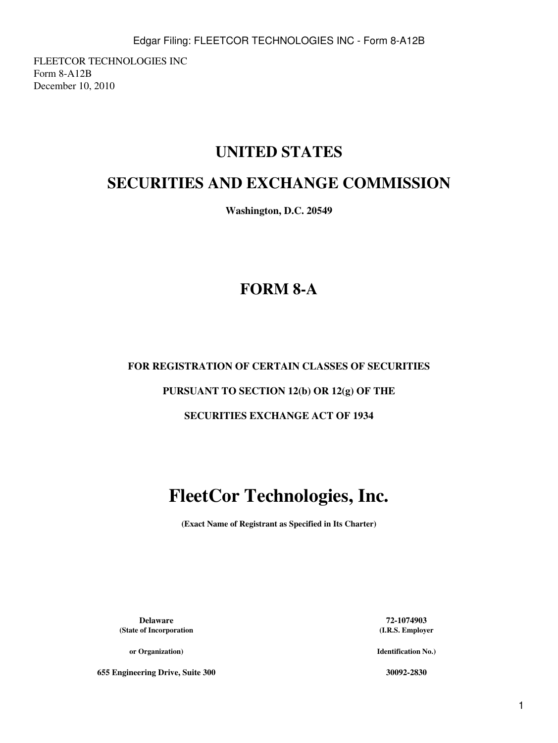FLEETCOR TECHNOLOGIES INC
Form 8-A12B
December 10, 2010

# UNITED STATES

# SECURITIES AND EXCHANGE COMMISSION

**Washington, D.C. 20549**

# FORM 8-A

**FOR REGISTRATION OF CERTAIN CLASSES OF SECURITIES**

**PURSUANT TO SECTION 12(b) OR 12(g) OF THE**

**SECURITIES EXCHANGE ACT OF 1934**

# FleetCor Technologies, Inc.

**(Exact Name of Registrant as Specified in Its Charter)**

| | |
|---|---|
| **Delaware** | **72-1074903** |
| **(State of Incorporation or Organization)** | **(I.R.S. Employer Identification No.)** |
| **655 Engineering Drive, Suite 300** | **30092-2830** |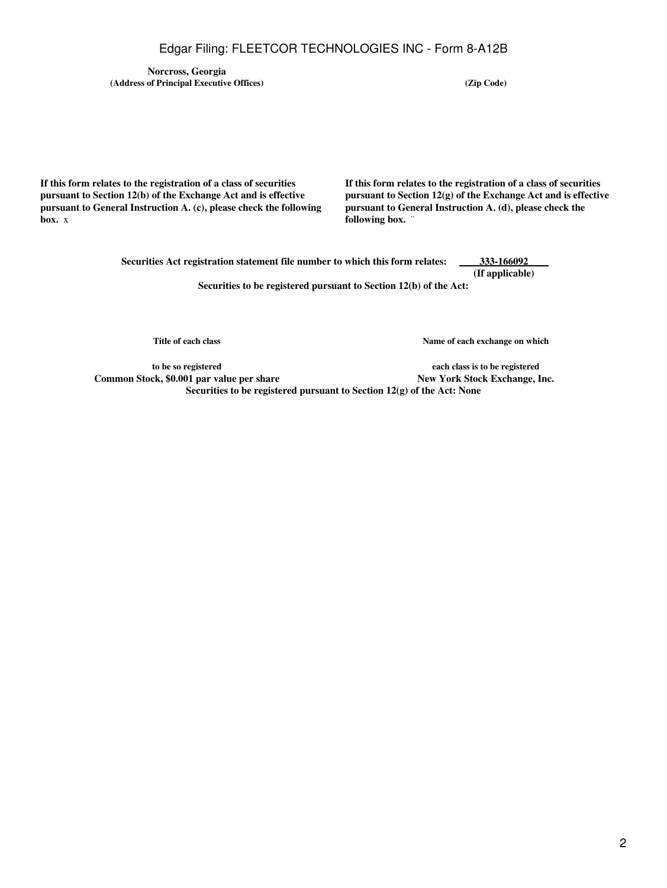| **Norcross, Georgia** | |
|---|---|
| **(Address of Principal Executive Offices)** | **(Zip Code)** |

**If this form relates to the registration of a class of securities pursuant to Section 12(b) of the Exchange Act and is effective pursuant to General Instruction A. (c), please check the following box.** x

**If this form relates to the registration of a class of securities pursuant to Section 12(g) of the Exchange Act and is effective pursuant to General Instruction A. (d), please check the following box.** ¨

**Securities Act registration statement file number to which this form relates:** **333-166092**
**(If applicable)**

**Securities to be registered pursuant to Section 12(b) of the Act:**

| **Title of each class to be so registered** | **Name of each exchange on which each class is to be registered** |
|---|---|
| **Common Stock, $0.001 par value per share** | **New York Stock Exchange, Inc.** |

**Securities to be registered pursuant to Section 12(g) of the Act: None**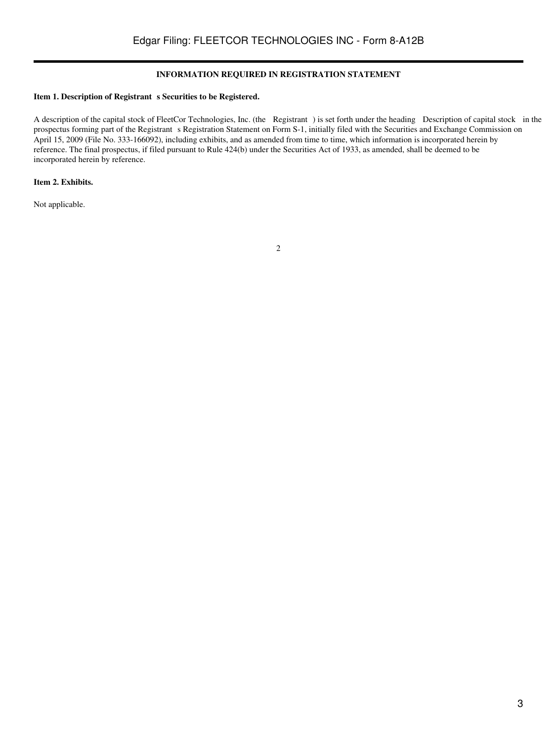## INFORMATION REQUIRED IN REGISTRATION STATEMENT

**Item 1. Description of Registrant s Securities to be Registered.**

A description of the capital stock of FleetCor Technologies, Inc. (the Registrant ) is set forth under the heading Description of capital stock in the prospectus forming part of the Registrant s Registration Statement on Form S-1, initially filed with the Securities and Exchange Commission on April 15, 2009 (File No. 333-166092), including exhibits, and as amended from time to time, which information is incorporated herein by reference. The final prospectus, if filed pursuant to Rule 424(b) under the Securities Act of 1933, as amended, shall be deemed to be incorporated herein by reference.

**Item 2. Exhibits.**

Not applicable.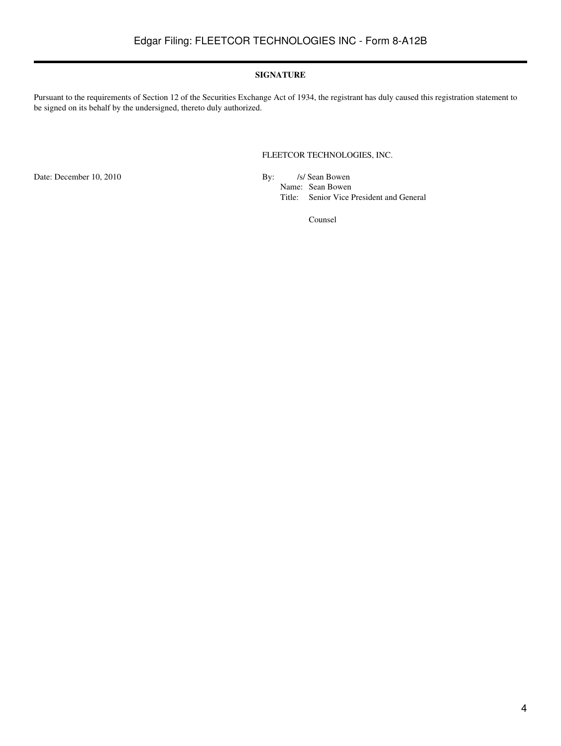## SIGNATURE

Pursuant to the requirements of Section 12 of the Securities Exchange Act of 1934, the registrant has duly caused this registration statement to be signed on its behalf by the undersigned, thereto duly authorized.

FLEETCOR TECHNOLOGIES, INC.

Date: December 10, 2010

By: /s/ Sean Bowen
Name: Sean Bowen
Title: Senior Vice President and General Counsel